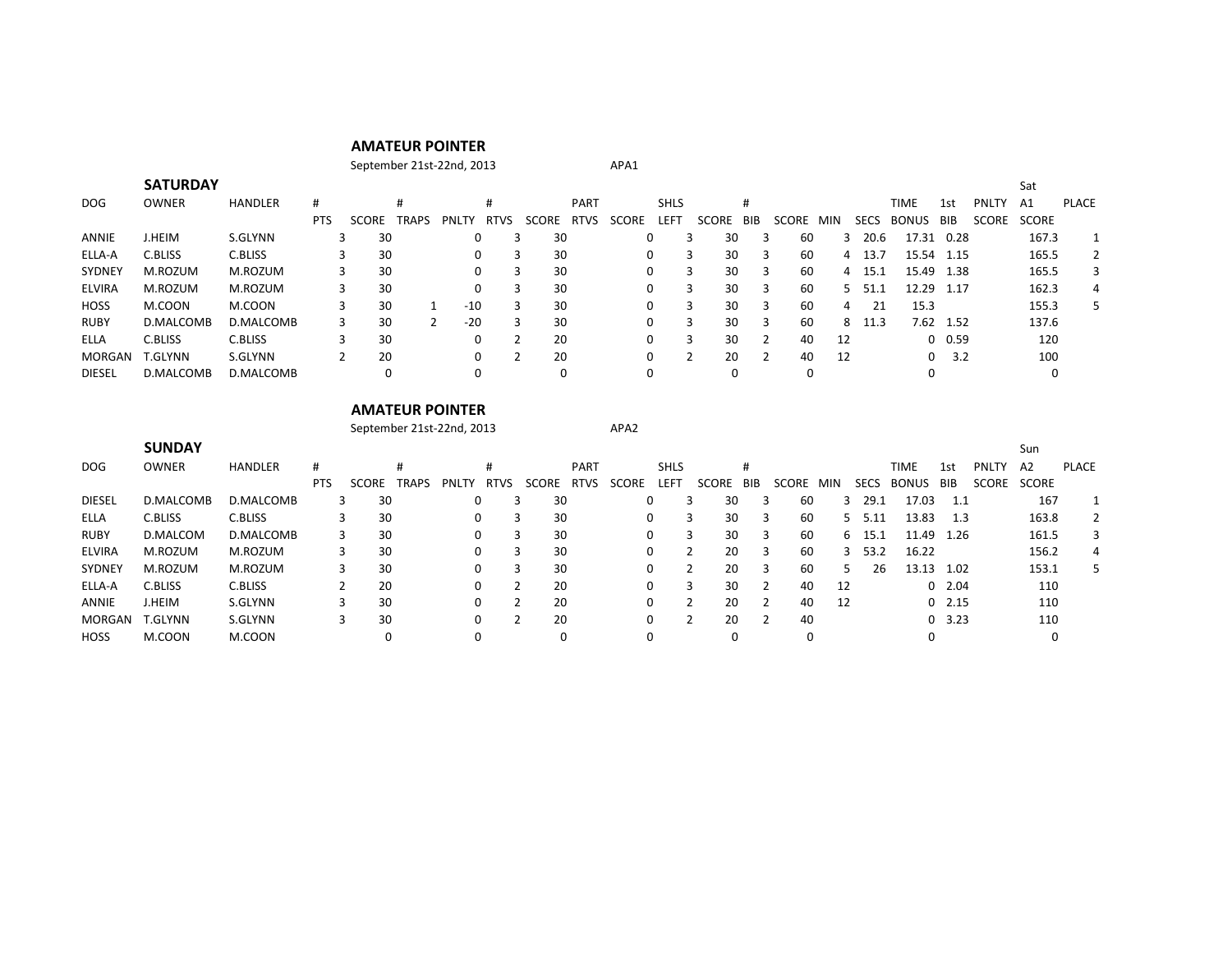## AMATEUR POINTER

September 21st-22nd, 2013 APA1

### SATURDAY

| DOG | OWNER | HANDLER | # PTS | SCORE | # TRAPS | PNLTY | # RTVS | SCORE | PART RTVS | SCORE | SHLS LEFT | SCORE | # BIB | SCORE | MIN | SECS | TIME BONUS | 1st BIB | PNLTY SCORE | Sat A1 SCORE | PLACE |
|---|---|---|---|---|---|---|---|---|---|---|---|---|---|---|---|---|---|---|---|---|---|
| ANNIE | J.HEIM | S.GLYNN | 3 | 30 | | 0 | 3 | 30 | | 0 | 3 | 30 | 3 | 60 | 3 | 20.6 | 17.31 | 0.28 | | 167.3 | 1 |
| ELLA-A | C.BLISS | C.BLISS | 3 | 30 | | 0 | 3 | 30 | | 0 | 3 | 30 | 3 | 60 | 4 | 13.7 | 15.54 | 1.15 | | 165.5 | 2 |
| SYDNEY | M.ROZUM | M.ROZUM | 3 | 30 | | 0 | 3 | 30 | | 0 | 3 | 30 | 3 | 60 | 4 | 15.1 | 15.49 | 1.38 | | 165.5 | 3 |
| ELVIRA | M.ROZUM | M.ROZUM | 3 | 30 | | 0 | 3 | 30 | | 0 | 3 | 30 | 3 | 60 | 5 | 51.1 | 12.29 | 1.17 | | 162.3 | 4 |
| HOSS | M.COON | M.COON | 3 | 30 | 1 | -10 | 3 | 30 | | 0 | 3 | 30 | 3 | 60 | 4 | 21 | 15.3 | | | 155.3 | 5 |
| RUBY | D.MALCOMB | D.MALCOMB | 3 | 30 | 2 | -20 | 3 | 30 | | 0 | 3 | 30 | 3 | 60 | 8 | 11.3 | 7.62 | 1.52 | | 137.6 | |
| ELLA | C.BLISS | C.BLISS | 3 | 30 | | 0 | 2 | 20 | | 0 | 3 | 30 | 2 | 40 | 12 | | 0 | 0.59 | | 120 | |
| MORGAN | T.GLYNN | S.GLYNN | 2 | 20 | | 0 | 2 | 20 | | 0 | 2 | 20 | 2 | 40 | 12 | | 0 | 3.2 | | 100 | |
| DIESEL | D.MALCOMB | D.MALCOMB | | 0 | | 0 | | 0 | | 0 | | 0 | | 0 | | | 0 | | | 0 | |

## AMATEUR POINTER

September 21st-22nd, 2013 APA2

### SUNDAY

| DOG | OWNER | HANDLER | # PTS | SCORE | # TRAPS | PNLTY | # RTVS | SCORE | PART RTVS | SCORE | SHLS LEFT | SCORE | # BIB | SCORE | MIN | SECS | TIME BONUS | 1st BIB | PNLTY SCORE | Sun A2 SCORE | PLACE |
|---|---|---|---|---|---|---|---|---|---|---|---|---|---|---|---|---|---|---|---|---|---|
| DIESEL | D.MALCOMB | D.MALCOMB | 3 | 30 | | 0 | 3 | 30 | | 0 | 3 | 30 | 3 | 60 | 3 | 29.1 | 17.03 | 1.1 | | 167 | 1 |
| ELLA | C.BLISS | C.BLISS | 3 | 30 | | 0 | 3 | 30 | | 0 | 3 | 30 | 3 | 60 | 5 | 5.11 | 13.83 | 1.3 | | 163.8 | 2 |
| RUBY | D.MALCOM | D.MALCOMB | 3 | 30 | | 0 | 3 | 30 | | 0 | 3 | 30 | 3 | 60 | 6 | 15.1 | 11.49 | 1.26 | | 161.5 | 3 |
| ELVIRA | M.ROZUM | M.ROZUM | 3 | 30 | | 0 | 3 | 30 | | 0 | 2 | 20 | 3 | 60 | 3 | 53.2 | 16.22 | | | 156.2 | 4 |
| SYDNEY | M.ROZUM | M.ROZUM | 3 | 30 | | 0 | 3 | 30 | | 0 | 2 | 20 | 3 | 60 | 5 | 26 | 13.13 | 1.02 | | 153.1 | 5 |
| ELLA-A | C.BLISS | C.BLISS | 2 | 20 | | 0 | 2 | 20 | | 0 | 3 | 30 | 2 | 40 | 12 | | 0 | 2.04 | | 110 | |
| ANNIE | J.HEIM | S.GLYNN | 3 | 30 | | 0 | 2 | 20 | | 0 | 2 | 20 | 2 | 40 | 12 | | 0 | 2.15 | | 110 | |
| MORGAN | T.GLYNN | S.GLYNN | 3 | 30 | | 0 | 2 | 20 | | 0 | 2 | 20 | 2 | 40 | | | 0 | 3.23 | | 110 | |
| HOSS | M.COON | M.COON | | 0 | | 0 | | 0 | | 0 | | 0 | | 0 | | | 0 | | | 0 | |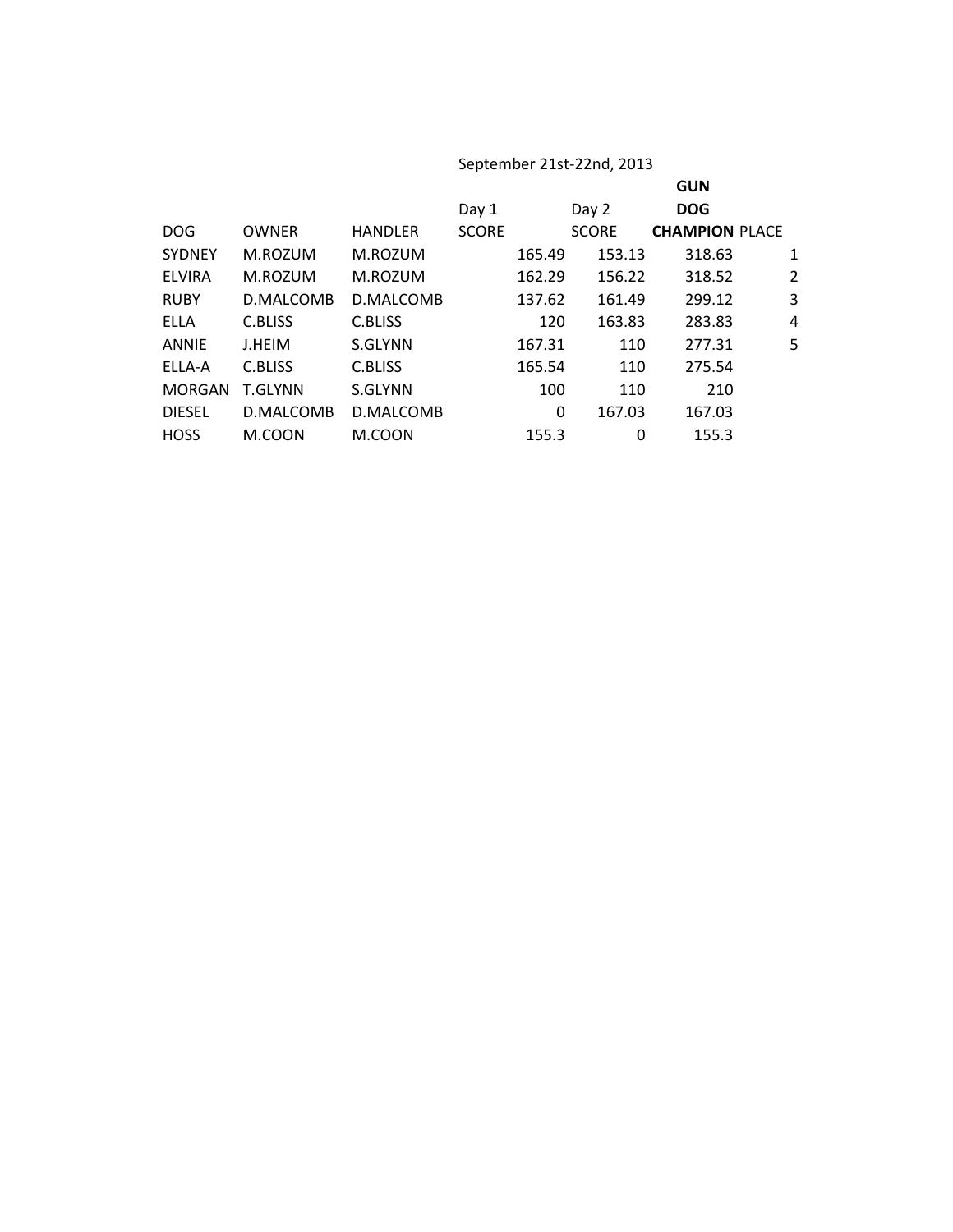September 21st-22nd, 2013

| DOG | OWNER | HANDLER | Day 1 SCORE | Day 2 SCORE | **GUN DOG CHAMPION** | PLACE |
|---|---|---|---|---|---|---|
| SYDNEY | M.ROZUM | M.ROZUM | 165.49 | 153.13 | 318.63 | 1 |
| ELVIRA | M.ROZUM | M.ROZUM | 162.29 | 156.22 | 318.52 | 2 |
| RUBY | D.MALCOMB | D.MALCOMB | 137.62 | 161.49 | 299.12 | 3 |
| ELLA | C.BLISS | C.BLISS | 120 | 163.83 | 283.83 | 4 |
| ANNIE | J.HEIM | S.GLYNN | 167.31 | 110 | 277.31 | 5 |
| ELLA-A | C.BLISS | C.BLISS | 165.54 | 110 | 275.54 | |
| MORGAN | T.GLYNN | S.GLYNN | 100 | 110 | 210 | |
| DIESEL | D.MALCOMB | D.MALCOMB | 0 | 167.03 | 167.03 | |
| HOSS | M.COON | M.COON | 155.3 | 0 | 155.3 | |